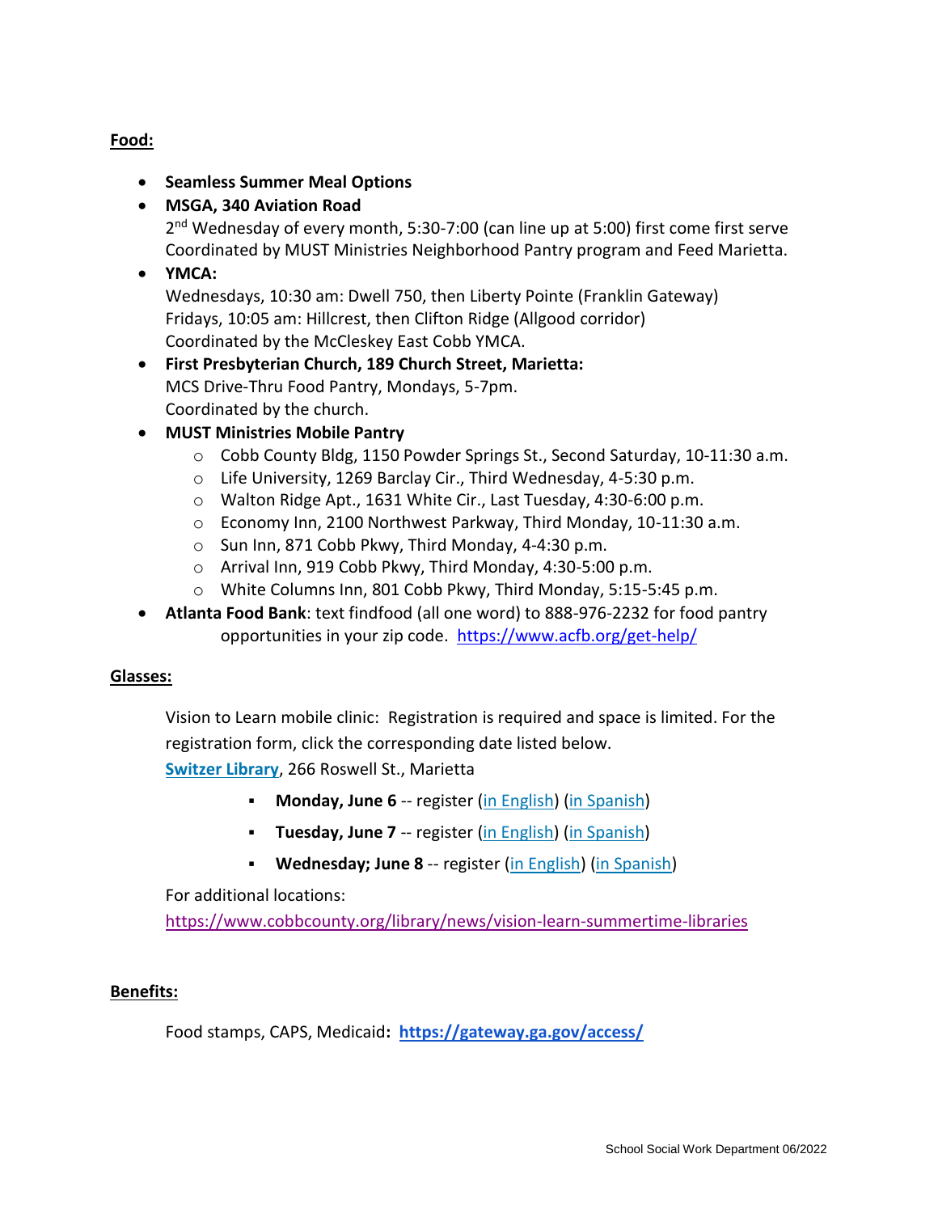**Food:**

- **Seamless Summer Meal Options**
- **MSGA, 340 Aviation Road**
  2nd Wednesday of every month, 5:30-7:00 (can line up at 5:00) first come first serve
  Coordinated by MUST Ministries Neighborhood Pantry program and Feed Marietta.
- **YMCA:**
  Wednesdays, 10:30 am: Dwell 750, then Liberty Pointe (Franklin Gateway)
  Fridays, 10:05 am: Hillcrest, then Clifton Ridge (Allgood corridor)
  Coordinated by the McCleskey East Cobb YMCA.
- **First Presbyterian Church, 189 Church Street, Marietta:**
  MCS Drive-Thru Food Pantry, Mondays, 5-7pm.
  Coordinated by the church.
- **MUST Ministries Mobile Pantry**
  - Cobb County Bldg, 1150 Powder Springs St., Second Saturday, 10-11:30 a.m.
  - Life University, 1269 Barclay Cir., Third Wednesday, 4-5:30 p.m.
  - Walton Ridge Apt., 1631 White Cir., Last Tuesday, 4:30-6:00 p.m.
  - Economy Inn, 2100 Northwest Parkway, Third Monday, 10-11:30 a.m.
  - Sun Inn, 871 Cobb Pkwy, Third Monday, 4-4:30 p.m.
  - Arrival Inn, 919 Cobb Pkwy, Third Monday, 4:30-5:00 p.m.
  - White Columns Inn, 801 Cobb Pkwy, Third Monday, 5:15-5:45 p.m.
- **Atlanta Food Bank**: text findfood (all one word) to 888-976-2232 for food pantry opportunities in your zip code. https://www.acfb.org/get-help/

**Glasses:**

Vision to Learn mobile clinic: Registration is required and space is limited. For the registration form, click the corresponding date listed below.

**Switzer Library**, 266 Roswell St., Marietta

- **Monday, June 6** -- register (in English) (in Spanish)
- **Tuesday, June 7** -- register (in English) (in Spanish)
- **Wednesday; June 8** -- register (in English) (in Spanish)

For additional locations:
https://www.cobbcounty.org/library/news/vision-learn-summertime-libraries

**Benefits:**

Food stamps, CAPS, Medicaid**:** **https://gateway.ga.gov/access/**

School Social Work Department 06/2022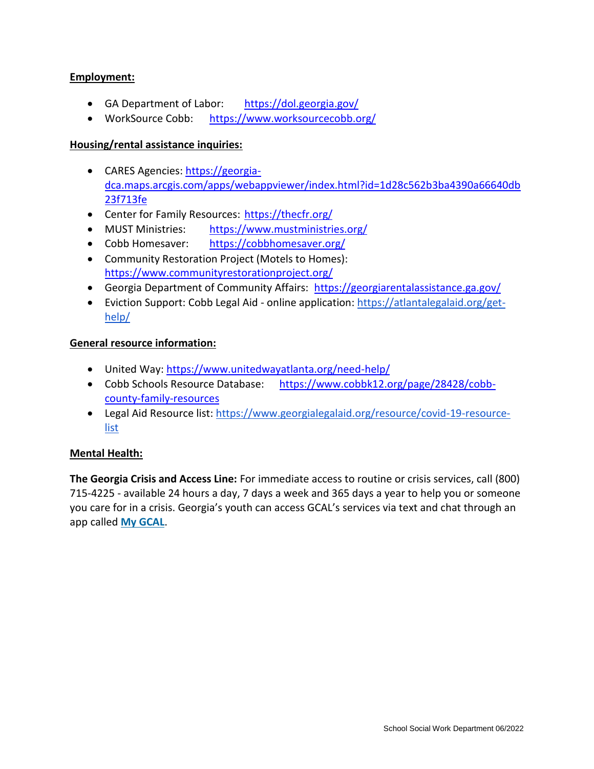**Employment:**

- GA Department of Labor: https://dol.georgia.gov/
- WorkSource Cobb: https://www.worksourcecobb.org/

**Housing/rental assistance inquiries:**

- CARES Agencies: https://georgia-dca.maps.arcgis.com/apps/webappviewer/index.html?id=1d28c562b3ba4390a66640db23f713fe
- Center for Family Resources: https://thecfr.org/
- MUST Ministries: https://www.mustministries.org/
- Cobb Homesaver: https://cobbhomesaver.org/
- Community Restoration Project (Motels to Homes): https://www.communityrestorationproject.org/
- Georgia Department of Community Affairs: https://georgiarentalassistance.ga.gov/
- Eviction Support: Cobb Legal Aid - online application: https://atlantalegalaid.org/get-help/

**General resource information:**

- United Way: https://www.unitedwayatlanta.org/need-help/
- Cobb Schools Resource Database: https://www.cobbk12.org/page/28428/cobb-county-family-resources
- Legal Aid Resource list: https://www.georgialegalaid.org/resource/covid-19-resource-list

**Mental Health:**

**The Georgia Crisis and Access Line:** For immediate access to routine or crisis services, call (800) 715-4225 - available 24 hours a day, 7 days a week and 365 days a year to help you or someone you care for in a crisis. Georgia's youth can access GCAL's services via text and chat through an app called **My GCAL**.

School Social Work Department 06/2022